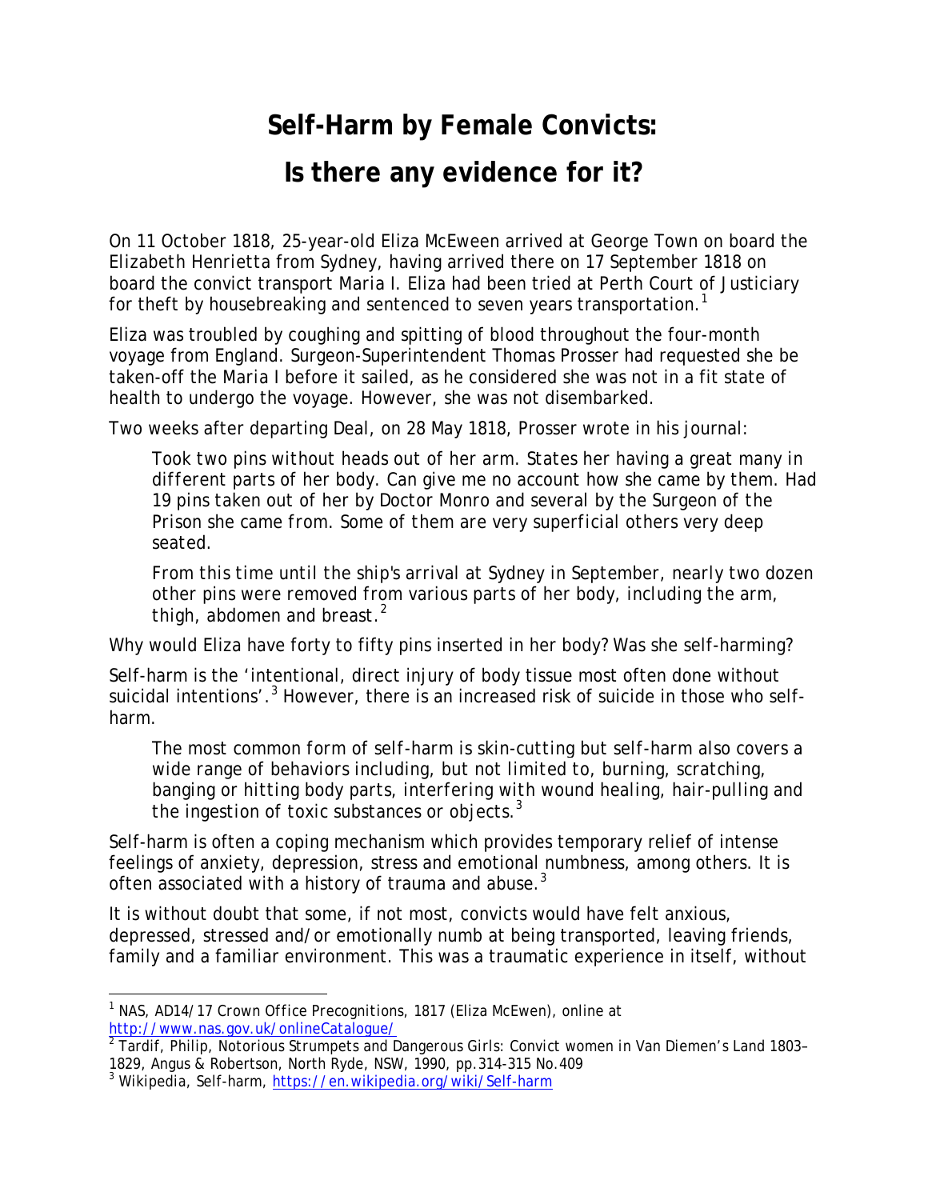# Self-Harm by Female Convicts:

# Is there any evidence for it?

On 11 October 1818, 25-year-old Eliza McEween arrived at George Town on board the *Elizabeth Henrietta* from Sydney, having arrived there on 17 September 1818 on board the convict transport *Maria I*. Eliza had been tried at Perth Court of Justiciary for theft by housebreaking and sentenced to seven years transportation.[1]

Eliza was troubled by coughing and spitting of blood throughout the four-month voyage from England. Surgeon-Superintendent Thomas Prosser had requested she be taken-off the *Maria I* before it sailed, as he considered she was not in a fit state of health to undergo the voyage. However, she was not disembarked.

Two weeks after departing Deal, on 28 May 1818, Prosser wrote in his journal:

> *Took two pins without heads out of her arm. States her having a great many in different parts of her body. Can give me no account how she came by them. Had 19 pins taken out of her by Doctor Monro and several by the Surgeon of the Prison she came from. Some of them are very superficial others very deep seated.*
>
> From this time until the ship's arrival at Sydney in September, nearly two dozen other pins were removed from various parts of her body, including the arm, thigh, abdomen and breast.[2]

Why would Eliza have forty to fifty pins inserted in her body? Was she self-harming?

Self-harm is the 'intentional, direct injury of body tissue most often done without suicidal intentions'.[3] However, there is an increased risk of suicide in those who self-harm.

> The most common form of self-harm is skin-cutting but self-harm also covers a wide range of behaviors including, but not limited to, burning, scratching, banging or hitting body parts, interfering with wound healing, hair-pulling and the ingestion of toxic substances or objects.[3]

Self-harm is often a coping mechanism which provides temporary relief of intense feelings of anxiety, depression, stress and emotional numbness, among others. It is often associated with a history of trauma and abuse.[3]

It is without doubt that some, if not most, convicts would have felt anxious, depressed, stressed and/or emotionally numb at being transported, leaving friends, family and a familiar environment. This was a traumatic experience in itself, without

---

[1] NAS, AD14/17 Crown Office Precognitions, 1817 (Eliza McEwen), online at http://www.nas.gov.uk/onlineCatalogue/

[2] Tardif, Philip, *Notorious Strumpets and Dangerous Girls: Convict women in Van Diemen's Land 1803–1829*, Angus & Robertson, North Ryde, NSW, 1990, pp.314-315 No.409

[3] Wikipedia, Self-harm, https://en.wikipedia.org/wiki/Self-harm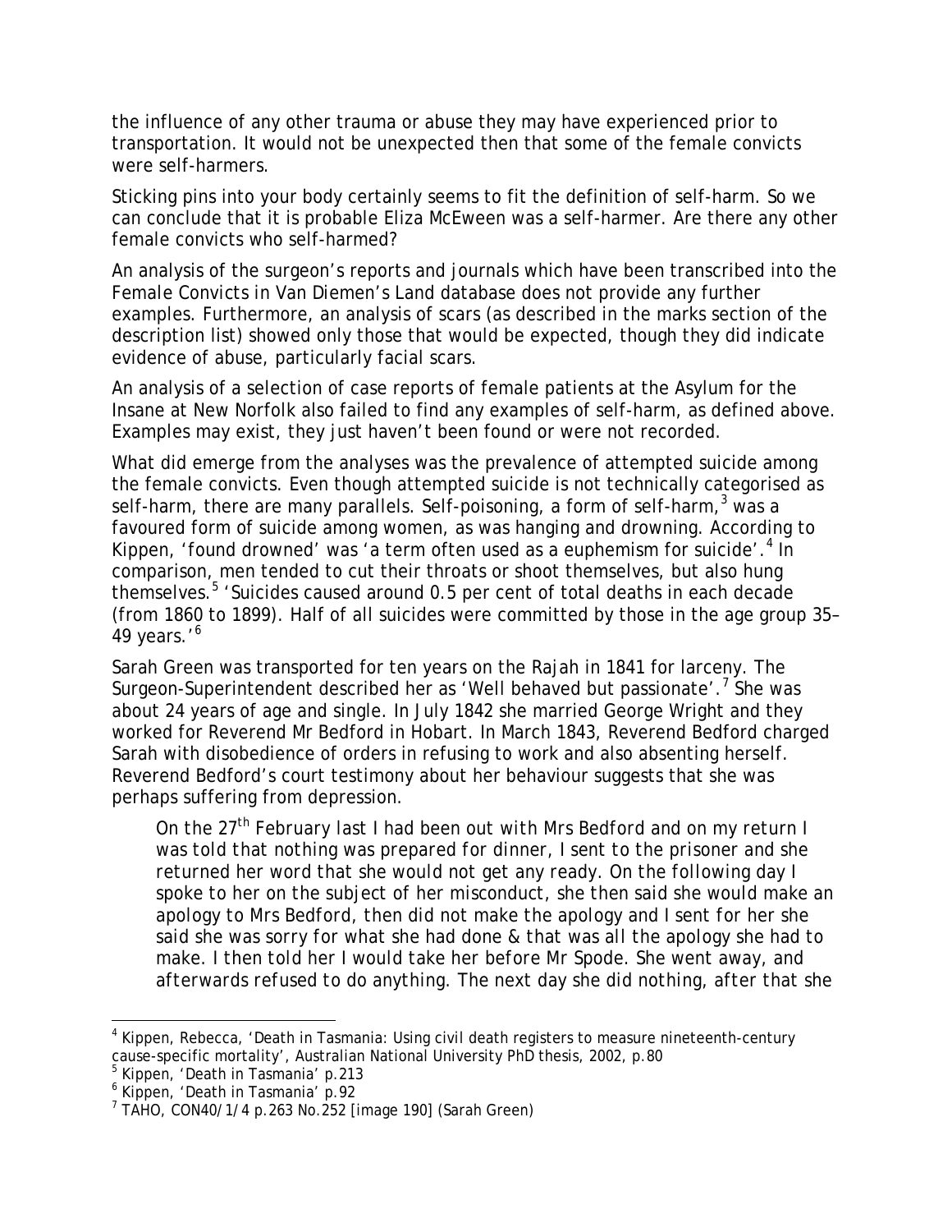the influence of any other trauma or abuse they may have experienced prior to transportation. It would not be unexpected then that some of the female convicts were self-harmers.

Sticking pins into your body certainly seems to fit the definition of self-harm. So we can conclude that it is probable Eliza McEween was a self-harmer. Are there any other female convicts who self-harmed?

An analysis of the surgeon's reports and journals which have been transcribed into the *Female Convicts in Van Diemen's Land* database does not provide any further examples. Furthermore, an analysis of scars (as described in the marks section of the description list) showed only those that would be expected, though they did indicate evidence of abuse, particularly facial scars.

An analysis of a selection of case reports of female patients at the Asylum for the Insane at New Norfolk also failed to find any examples of self-harm, as defined above. Examples may exist, they just haven't been found or were not recorded.

What did emerge from the analyses was the prevalence of attempted suicide among the female convicts. Even though attempted suicide is not technically categorised as self-harm, there are many parallels. Self-poisoning, a form of self-harm,[3] was a favoured form of suicide among women, as was hanging and drowning. According to Kippen, 'found drowned' was 'a term often used as a euphemism for suicide'.[4] In comparison, men tended to cut their throats or shoot themselves, but also hung themselves.[5] 'Suicides caused around 0.5 per cent of total deaths in each decade (from 1860 to 1899). Half of all suicides were committed by those in the age group 35–49 years.'[6]

Sarah Green was transported for ten years on the *Rajah* in 1841 for larceny. The Surgeon-Superintendent described her as 'Well behaved but passionate'.[7] She was about 24 years of age and single. In July 1842 she married George Wright and they worked for Reverend Mr Bedford in Hobart. In March 1843, Reverend Bedford charged Sarah with disobedience of orders in refusing to work and also absenting herself. Reverend Bedford's court testimony about her behaviour suggests that she was perhaps suffering from depression.

> *On the 27th February last I had been out with Mrs Bedford and on my return I was told that nothing was prepared for dinner, I sent to the prisoner and she returned her word that she would not get any ready. On the following day I spoke to her on the subject of her misconduct, she then said she would make an apology to Mrs Bedford, then did not make the apology and I sent for her she said she was sorry for what she had done & that was all the apology she had to make. I then told her I would take her before Mr Spode. She went away, and afterwards refused to do anything. The next day she did nothing, after that she*

---

[4] Kippen, Rebecca, 'Death in Tasmania: Using civil death registers to measure nineteenth-century cause-specific mortality', Australian National University PhD thesis, 2002, p.80

[5] Kippen, 'Death in Tasmania' p.213

[6] Kippen, 'Death in Tasmania' p.92

[7] TAHO, CON40/1/4 p.263 No.252 [image 190] (Sarah Green)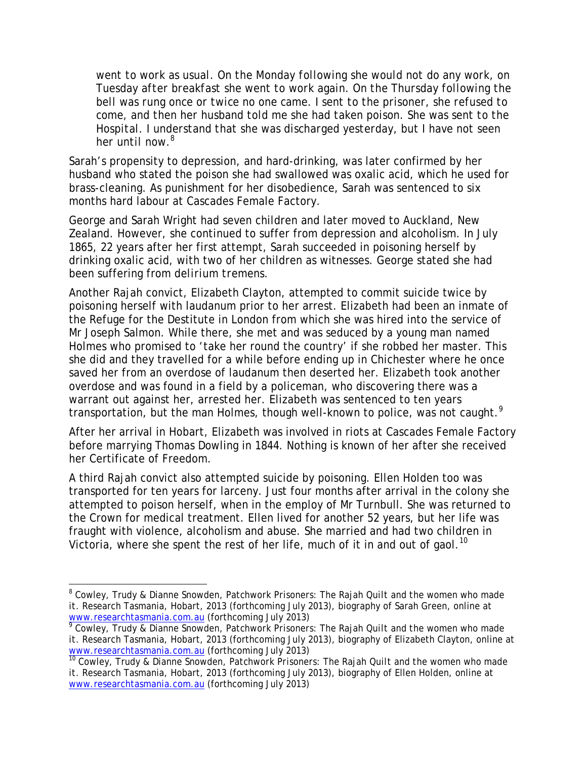> went to work as usual. On the Monday following she would not do any work, on Tuesday after breakfast she went to work again. On the Thursday following the bell was rung once or twice no one came. I sent to the prisoner, she refused to come, and then her husband told me she had taken poison. She was sent to the Hospital. I understand that she was discharged yesterday, but I have not seen her until now.[8]

Sarah's propensity to depression, and hard-drinking, was later confirmed by her husband who stated the poison she had swallowed was oxalic acid, which he used for brass-cleaning. As punishment for her disobedience, Sarah was sentenced to six months hard labour at Cascades Female Factory.

George and Sarah Wright had seven children and later moved to Auckland, New Zealand. However, she continued to suffer from depression and alcoholism. In July 1865, 22 years after her first attempt, Sarah succeeded in poisoning herself by drinking oxalic acid, with two of her children as witnesses. George stated she had been suffering from *delirium tremens*.

Another Rajah convict, Elizabeth Clayton, attempted to commit suicide twice by poisoning herself with laudanum prior to her arrest. Elizabeth had been an inmate of the Refuge for the Destitute in London from which she was hired into the service of Mr Joseph Salmon. While there, she met and was seduced by a young man named Holmes who promised to 'take her round the country' if she robbed her master. This she did and they travelled for a while before ending up in Chichester where he once saved her from an overdose of laudanum then deserted her. Elizabeth took another overdose and was found in a field by a policeman, who discovering there was a warrant out against her, arrested her. Elizabeth was sentenced to ten years transportation, but the man Holmes, though well-known to police, was not caught.[9]

After her arrival in Hobart, Elizabeth was involved in riots at Cascades Female Factory before marrying Thomas Dowling in 1844. Nothing is known of her after she received her Certificate of Freedom.

A third Rajah convict also attempted suicide by poisoning. Ellen Holden too was transported for ten years for larceny. Just four months after arrival in the colony she attempted to poison herself, when in the employ of Mr Turnbull. She was returned to the Crown for medical treatment. Ellen lived for another 52 years, but her life was fraught with violence, alcoholism and abuse. She married and had two children in Victoria, where she spent the rest of her life, much of it in and out of gaol.[10]

---

[8] Cowley, Trudy & Dianne Snowden, *Patchwork Prisoners: The Rajah Quilt and the women who made it*. Research Tasmania, Hobart, 2013 (forthcoming July 2013), biography of Sarah Green, online at www.researchtasmania.com.au (forthcoming July 2013)

[9] Cowley, Trudy & Dianne Snowden, *Patchwork Prisoners: The Rajah Quilt and the women who made it*. Research Tasmania, Hobart, 2013 (forthcoming July 2013), biography of Elizabeth Clayton, online at www.researchtasmania.com.au (forthcoming July 2013)

[10] Cowley, Trudy & Dianne Snowden, *Patchwork Prisoners: The Rajah Quilt and the women who made it*. Research Tasmania, Hobart, 2013 (forthcoming July 2013), biography of Ellen Holden, online at www.researchtasmania.com.au (forthcoming July 2013)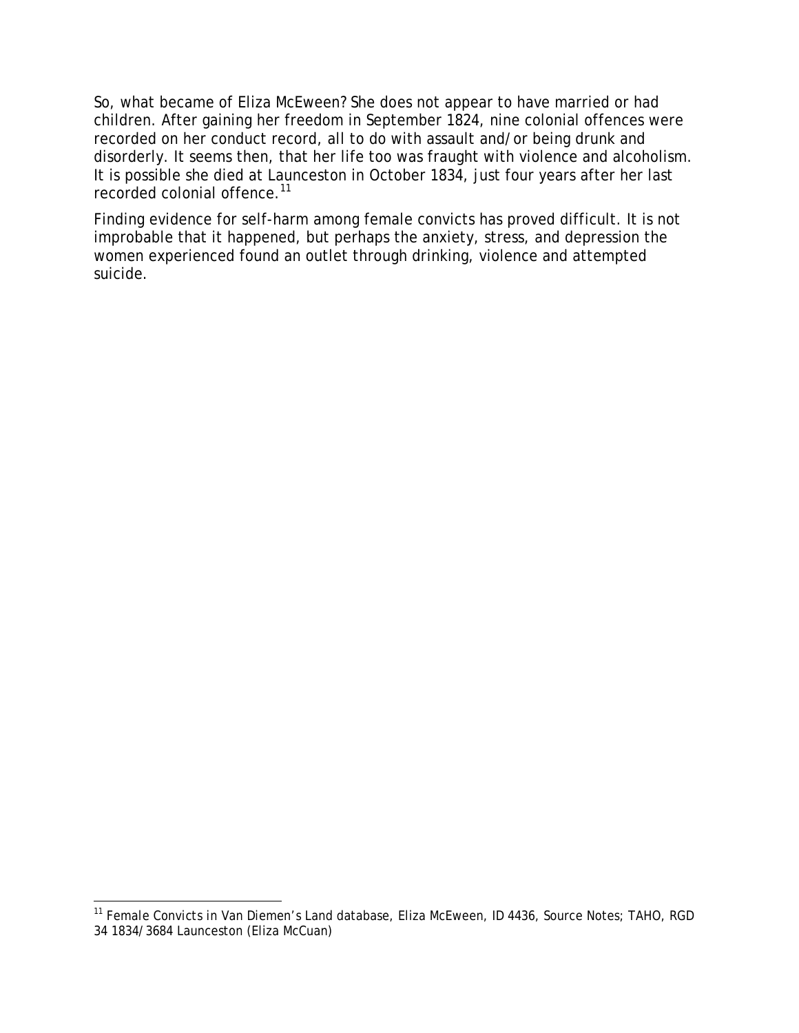So, what became of Eliza McEween? She does not appear to have married or had children. After gaining her freedom in September 1824, nine colonial offences were recorded on her conduct record, all to do with assault and/or being drunk and disorderly. It seems then, that her life too was fraught with violence and alcoholism. It is possible she died at Launceston in October 1834, just four years after her last recorded colonial offence.[11]

Finding evidence for self-harm among female convicts has proved difficult. It is not improbable that it happened, but perhaps the anxiety, stress, and depression the women experienced found an outlet through drinking, violence and attempted suicide.

---

[11] Female Convicts in Van Diemen's Land database, Eliza McEween, ID 4436, Source Notes; TAHO, RGD 34 1834/3684 Launceston (Eliza McCuan)